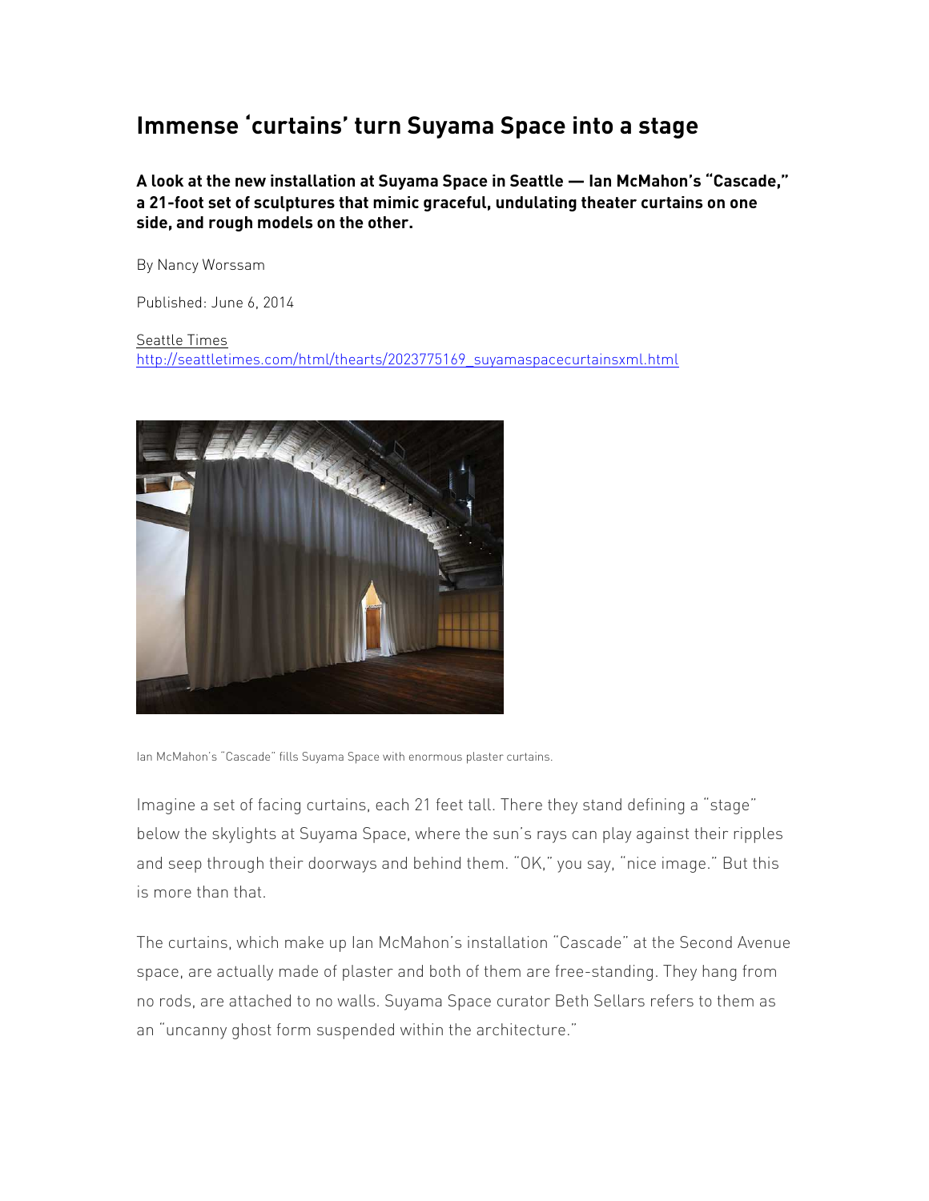# Immense 'curtains' turn Suyama Space into a stage

**A look at the new installation at Suyama Space in Seattle — Ian McMahon's "Cascade," a 21-foot set of sculptures that mimic graceful, undulating theater curtains on one side, and rough models on the other.**

By Nancy Worssam

Published: June 6, 2014

Seattle Times
http://seattletimes.com/html/thearts/2023775169_suyamaspacecurtainsxml.html

Ian McMahon's "Cascade" fills Suyama Space with enormous plaster curtains.

Imagine a set of facing curtains, each 21 feet tall. There they stand defining a "stage" below the skylights at Suyama Space, where the sun's rays can play against their ripples and seep through their doorways and behind them. "OK," you say, "nice image." But this is more than that.

The curtains, which make up Ian McMahon's installation "Cascade" at the Second Avenue space, are actually made of plaster and both of them are free-standing. They hang from no rods, are attached to no walls. Suyama Space curator Beth Sellars refers to them as an "uncanny ghost form suspended within the architecture."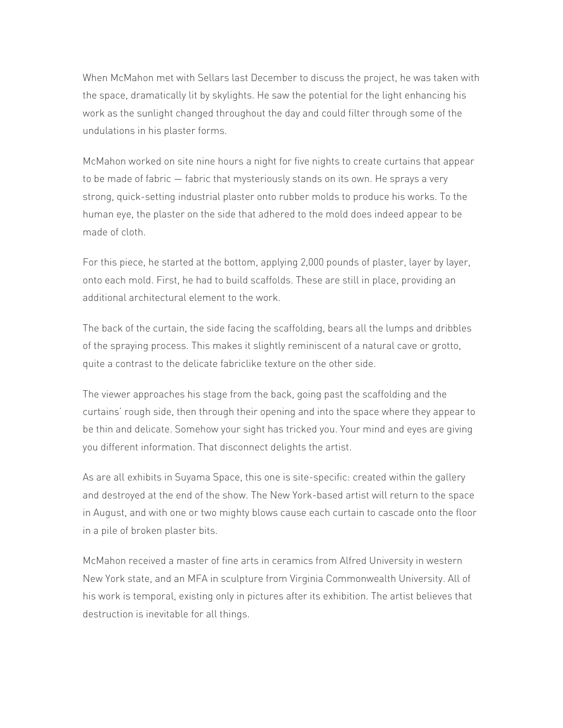When McMahon met with Sellars last December to discuss the project, he was taken with the space, dramatically lit by skylights. He saw the potential for the light enhancing his work as the sunlight changed throughout the day and could filter through some of the undulations in his plaster forms.

McMahon worked on site nine hours a night for five nights to create curtains that appear to be made of fabric — fabric that mysteriously stands on its own. He sprays a very strong, quick-setting industrial plaster onto rubber molds to produce his works. To the human eye, the plaster on the side that adhered to the mold does indeed appear to be made of cloth.

For this piece, he started at the bottom, applying 2,000 pounds of plaster, layer by layer, onto each mold. First, he had to build scaffolds. These are still in place, providing an additional architectural element to the work.

The back of the curtain, the side facing the scaffolding, bears all the lumps and dribbles of the spraying process. This makes it slightly reminiscent of a natural cave or grotto, quite a contrast to the delicate fabriclike texture on the other side.

The viewer approaches his stage from the back, going past the scaffolding and the curtains' rough side, then through their opening and into the space where they appear to be thin and delicate. Somehow your sight has tricked you. Your mind and eyes are giving you different information. That disconnect delights the artist.

As are all exhibits in Suyama Space, this one is site-specific: created within the gallery and destroyed at the end of the show. The New York-based artist will return to the space in August, and with one or two mighty blows cause each curtain to cascade onto the floor in a pile of broken plaster bits.

McMahon received a master of fine arts in ceramics from Alfred University in western New York state, and an MFA in sculpture from Virginia Commonwealth University. All of his work is temporal, existing only in pictures after its exhibition. The artist believes that destruction is inevitable for all things.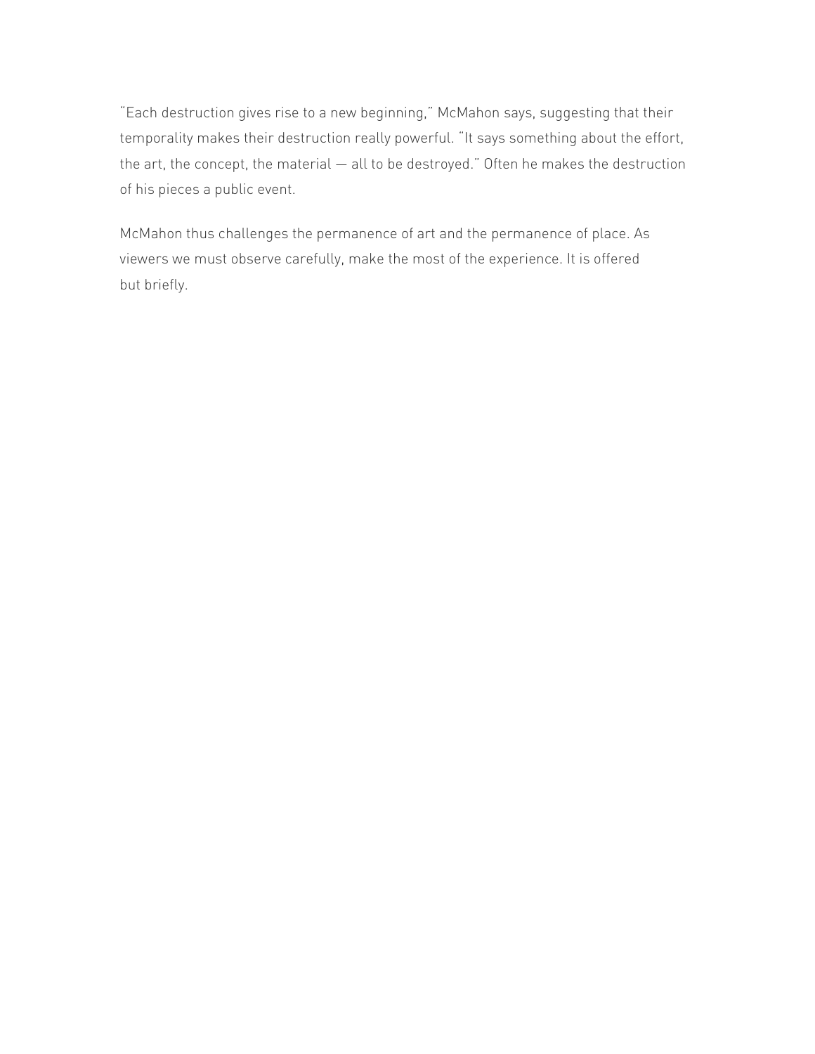“Each destruction gives rise to a new beginning,” McMahon says, suggesting that their temporality makes their destruction really powerful. “It says something about the effort, the art, the concept, the material — all to be destroyed.” Often he makes the destruction of his pieces a public event.

McMahon thus challenges the permanence of art and the permanence of place. As viewers we must observe carefully, make the most of the experience. It is offered but briefly.